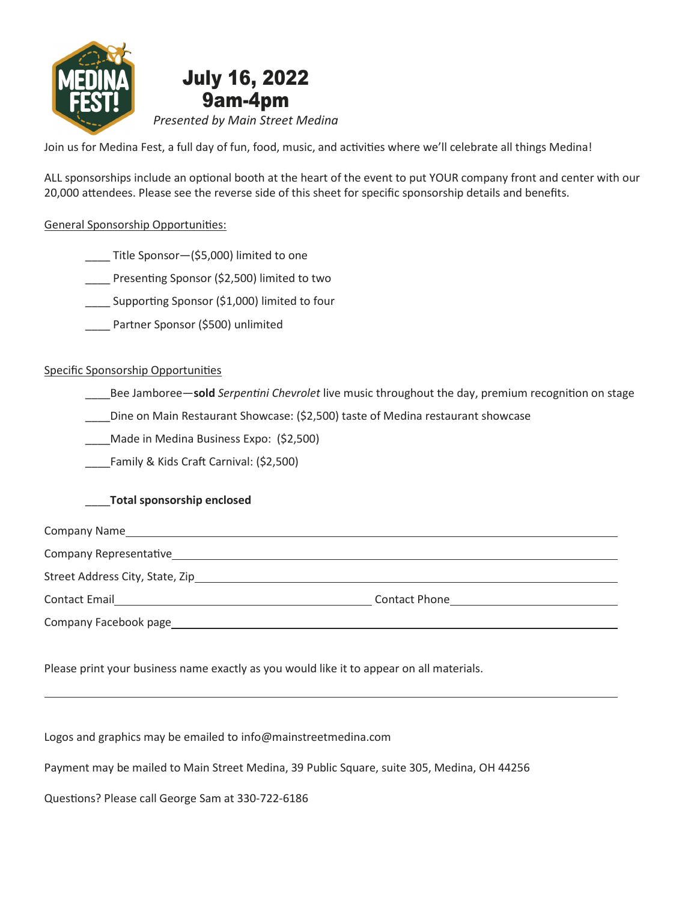MEDINA FEST!

# July 16, 2022
# 9am-4pm

*Presented by Main Street Medina*

Join us for Medina Fest, a full day of fun, food, music, and activities where we'll celebrate all things Medina!

ALL sponsorships include an optional booth at the heart of the event to put YOUR company front and center with our 20,000 attendees. Please see the reverse side of this sheet for specific sponsorship details and benefits.

General Sponsorship Opportunities:

____ Title Sponsor—($5,000) limited to one

____ Presenting Sponsor ($2,500) limited to two

____ Supporting Sponsor ($1,000) limited to four

____ Partner Sponsor ($500) unlimited

Specific Sponsorship Opportunities

____Bee Jamboree—**sold** *Serpentini Chevrolet* live music throughout the day, premium recognition on stage

____Dine on Main Restaurant Showcase: ($2,500) taste of Medina restaurant showcase

____Made in Medina Business Expo: ($2,500)

____Family & Kids Craft Carnival: ($2,500)

____**Total sponsorship enclosed**

Company Name ____________________________________________

Company Representative ____________________________________________

Street Address City, State, Zip ____________________________________________

Contact Email ______________________ Contact Phone ______________________

Company Facebook page ____________________________________________

Please print your business name exactly as you would like it to appear on all materials.

____________________________________________

Logos and graphics may be emailed to info@mainstreetmedina.com

Payment may be mailed to Main Street Medina, 39 Public Square, suite 305, Medina, OH 44256

Questions? Please call George Sam at 330-722-6186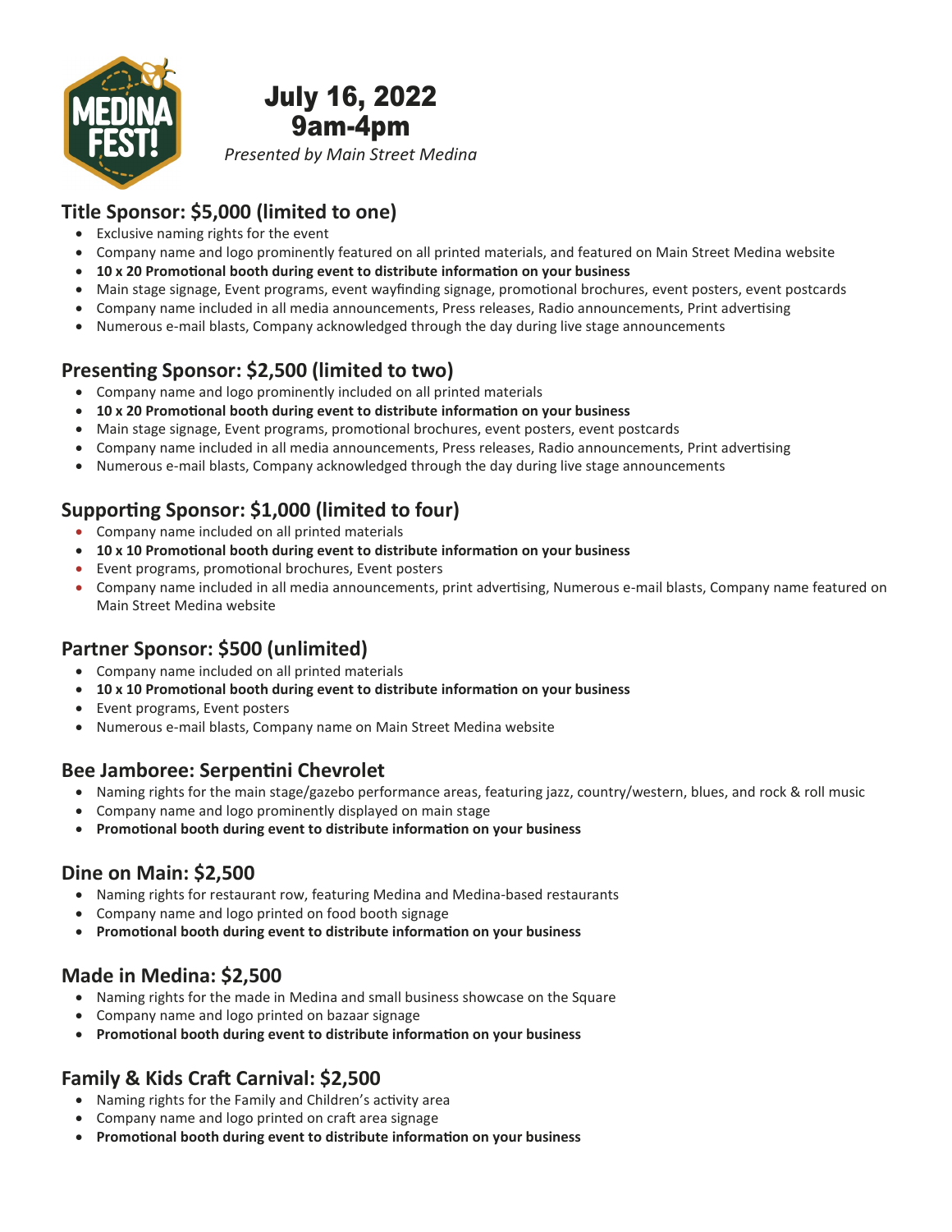MEDINA FEST!

# July 16, 2022
# 9am-4pm

*Presented by Main Street Medina*

## Title Sponsor: $5,000 (limited to one)

- Exclusive naming rights for the event
- Company name and logo prominently featured on all printed materials, and featured on Main Street Medina website
- **10 x 20 Promotional booth during event to distribute information on your business**
- Main stage signage, Event programs, event wayfinding signage, promotional brochures, event posters, event postcards
- Company name included in all media announcements, Press releases, Radio announcements, Print advertising
- Numerous e-mail blasts, Company acknowledged through the day during live stage announcements

## Presenting Sponsor: $2,500 (limited to two)

- Company name and logo prominently included on all printed materials
- **10 x 20 Promotional booth during event to distribute information on your business**
- Main stage signage, Event programs, promotional brochures, event posters, event postcards
- Company name included in all media announcements, Press releases, Radio announcements, Print advertising
- Numerous e-mail blasts, Company acknowledged through the day during live stage announcements

## Supporting Sponsor: $1,000 (limited to four)

- Company name included on all printed materials
- **10 x 10 Promotional booth during event to distribute information on your business**
- Event programs, promotional brochures, Event posters
- Company name included in all media announcements, print advertising, Numerous e-mail blasts, Company name featured on Main Street Medina website

## Partner Sponsor: $500 (unlimited)

- Company name included on all printed materials
- **10 x 10 Promotional booth during event to distribute information on your business**
- Event programs, Event posters
- Numerous e-mail blasts, Company name on Main Street Medina website

## Bee Jamboree: Serpentini Chevrolet

- Naming rights for the main stage/gazebo performance areas, featuring jazz, country/western, blues, and rock & roll music
- Company name and logo prominently displayed on main stage
- **Promotional booth during event to distribute information on your business**

## Dine on Main: $2,500

- Naming rights for restaurant row, featuring Medina and Medina-based restaurants
- Company name and logo printed on food booth signage
- **Promotional booth during event to distribute information on your business**

## Made in Medina: $2,500

- Naming rights for the made in Medina and small business showcase on the Square
- Company name and logo printed on bazaar signage
- **Promotional booth during event to distribute information on your business**

## Family & Kids Craft Carnival: $2,500

- Naming rights for the Family and Children's activity area
- Company name and logo printed on craft area signage
- **Promotional booth during event to distribute information on your business**